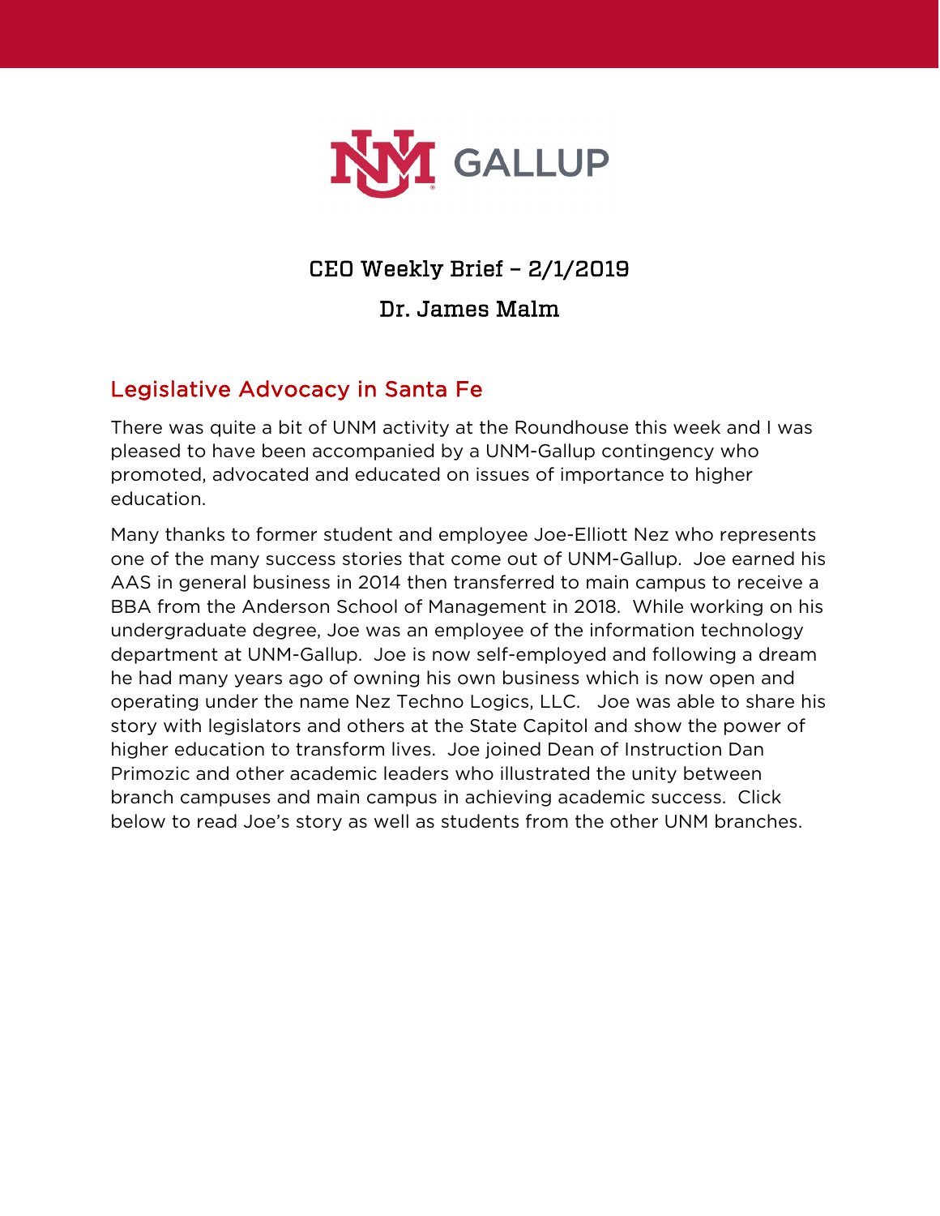GALLUP

# CEO Weekly Brief – 2/1/2019

## Dr. James Malm

## Legislative Advocacy in Santa Fe

There was quite a bit of UNM activity at the Roundhouse this week and I was pleased to have been accompanied by a UNM-Gallup contingency who promoted, advocated and educated on issues of importance to higher education.

Many thanks to former student and employee Joe-Elliott Nez who represents one of the many success stories that come out of UNM-Gallup. Joe earned his AAS in general business in 2014 then transferred to main campus to receive a BBA from the Anderson School of Management in 2018. While working on his undergraduate degree, Joe was an employee of the information technology department at UNM-Gallup. Joe is now self-employed and following a dream he had many years ago of owning his own business which is now open and operating under the name Nez Techno Logics, LLC. Joe was able to share his story with legislators and others at the State Capitol and show the power of higher education to transform lives. Joe joined Dean of Instruction Dan Primozic and other academic leaders who illustrated the unity between branch campuses and main campus in achieving academic success. Click below to read Joe's story as well as students from the other UNM branches.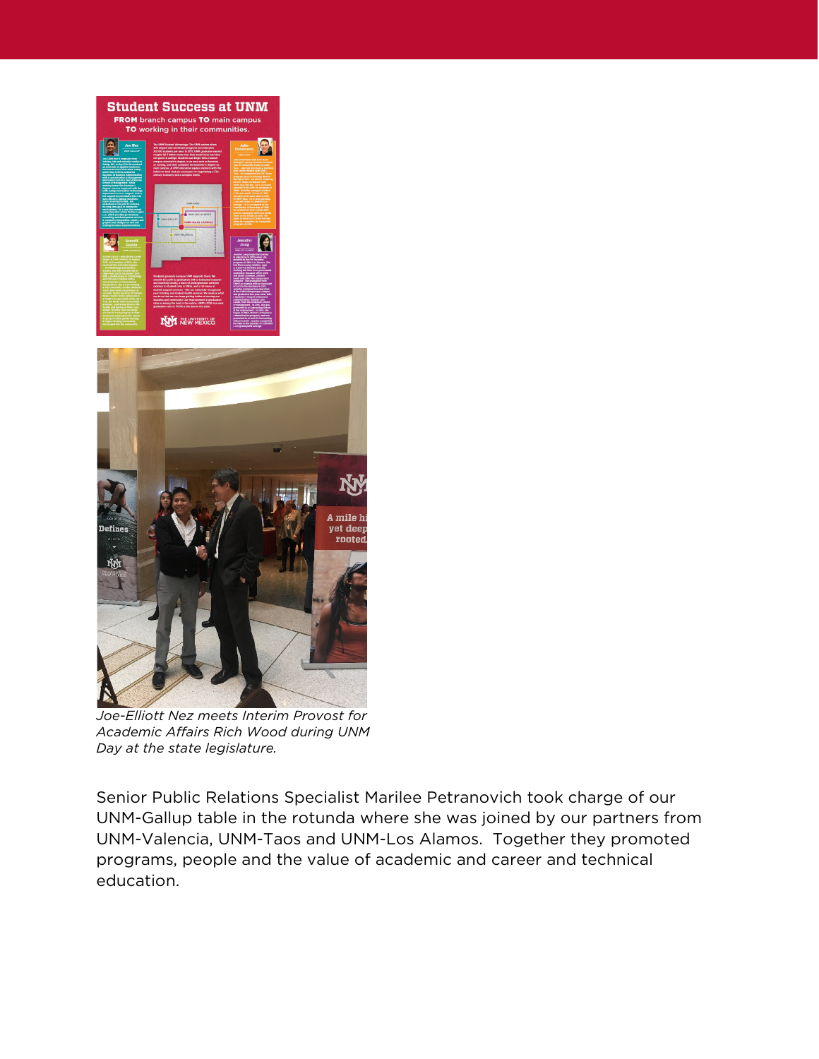*Joe-Elliott Nez meets Interim Provost for Academic Affairs Rich Wood during UNM Day at the state legislature.*

Senior Public Relations Specialist Marilee Petranovich took charge of our UNM-Gallup table in the rotunda where she was joined by our partners from UNM-Valencia, UNM-Taos and UNM-Los Alamos. Together they promoted programs, people and the value of academic and career and technical education.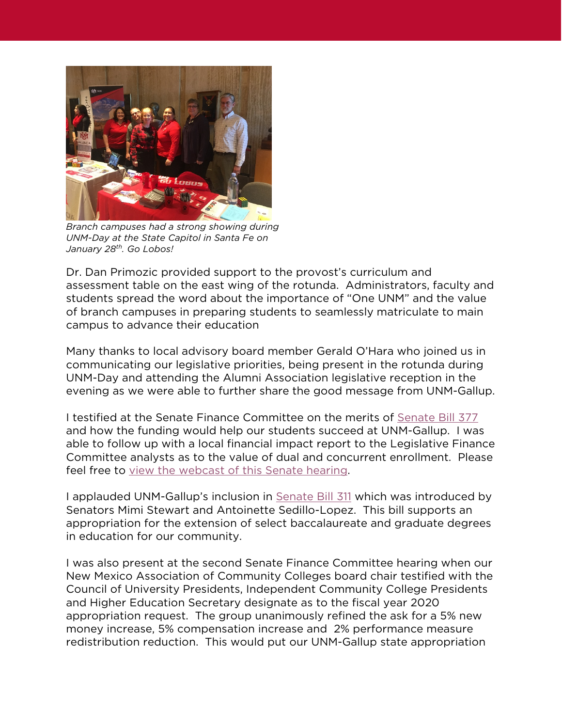*Branch campuses had a strong showing during UNM-Day at the State Capitol in Santa Fe on January 28th. Go Lobos!*

Dr. Dan Primozic provided support to the provost's curriculum and assessment table on the east wing of the rotunda. Administrators, faculty and students spread the word about the importance of "One UNM" and the value of branch campuses in preparing students to seamlessly matriculate to main campus to advance their education

Many thanks to local advisory board member Gerald O'Hara who joined us in communicating our legislative priorities, being present in the rotunda during UNM-Day and attending the Alumni Association legislative reception in the evening as we were able to further share the good message from UNM-Gallup.

I testified at the Senate Finance Committee on the merits of Senate Bill 377 and how the funding would help our students succeed at UNM-Gallup. I was able to follow up with a local financial impact report to the Legislative Finance Committee analysts as to the value of dual and concurrent enrollment. Please feel free to view the webcast of this Senate hearing.

I applauded UNM-Gallup's inclusion in Senate Bill 311 which was introduced by Senators Mimi Stewart and Antoinette Sedillo-Lopez. This bill supports an appropriation for the extension of select baccalaureate and graduate degrees in education for our community.

I was also present at the second Senate Finance Committee hearing when our New Mexico Association of Community Colleges board chair testified with the Council of University Presidents, Independent Community College Presidents and Higher Education Secretary designate as to the fiscal year 2020 appropriation request. The group unanimously refined the ask for a 5% new money increase, 5% compensation increase and 2% performance measure redistribution reduction. This would put our UNM-Gallup state appropriation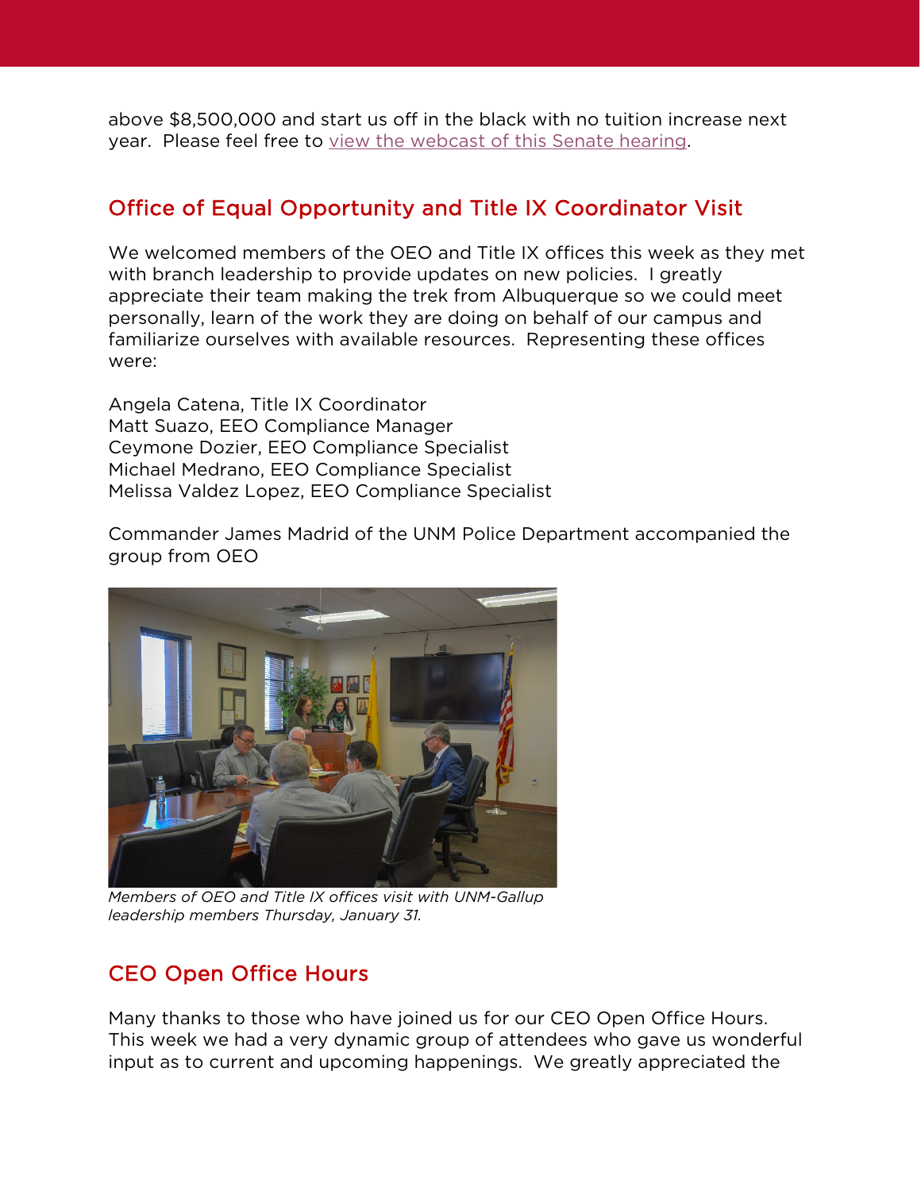above $8,500,000 and start us off in the black with no tuition increase next year. Please feel free to [view the webcast of this Senate hearing]().

## Office of Equal Opportunity and Title IX Coordinator Visit

We welcomed members of the OEO and Title IX offices this week as they met with branch leadership to provide updates on new policies. I greatly appreciate their team making the trek from Albuquerque so we could meet personally, learn of the work they are doing on behalf of our campus and familiarize ourselves with available resources. Representing these offices were:

Angela Catena, Title IX Coordinator
Matt Suazo, EEO Compliance Manager
Ceymone Dozier, EEO Compliance Specialist
Michael Medrano, EEO Compliance Specialist
Melissa Valdez Lopez, EEO Compliance Specialist

Commander James Madrid of the UNM Police Department accompanied the group from OEO

*Members of OEO and Title IX offices visit with UNM-Gallup leadership members Thursday, January 31.*

## CEO Open Office Hours

Many thanks to those who have joined us for our CEO Open Office Hours. This week we had a very dynamic group of attendees who gave us wonderful input as to current and upcoming happenings. We greatly appreciated the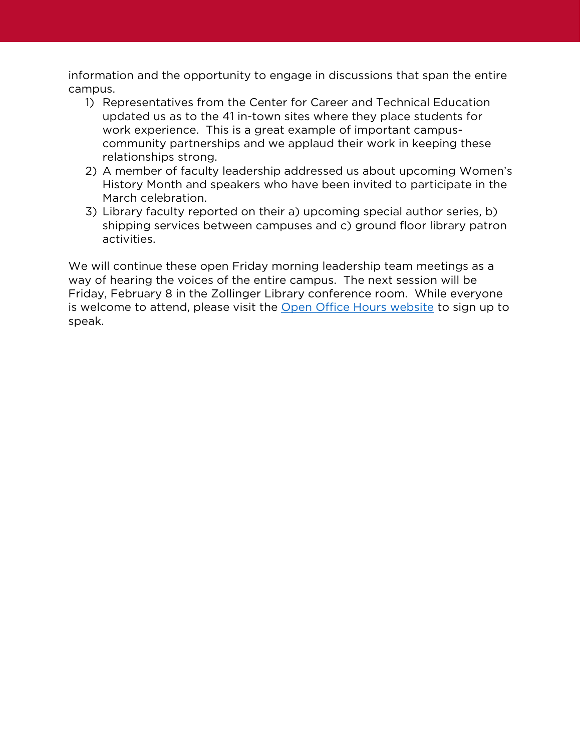information and the opportunity to engage in discussions that span the entire campus.

1) Representatives from the Center for Career and Technical Education updated us as to the 41 in-town sites where they place students for work experience. This is a great example of important campus-community partnerships and we applaud their work in keeping these relationships strong.
2) A member of faculty leadership addressed us about upcoming Women's History Month and speakers who have been invited to participate in the March celebration.
3) Library faculty reported on their a) upcoming special author series, b) shipping services between campuses and c) ground floor library patron activities.

We will continue these open Friday morning leadership team meetings as a way of hearing the voices of the entire campus. The next session will be Friday, February 8 in the Zollinger Library conference room. While everyone is welcome to attend, please visit the Open Office Hours website to sign up to speak.